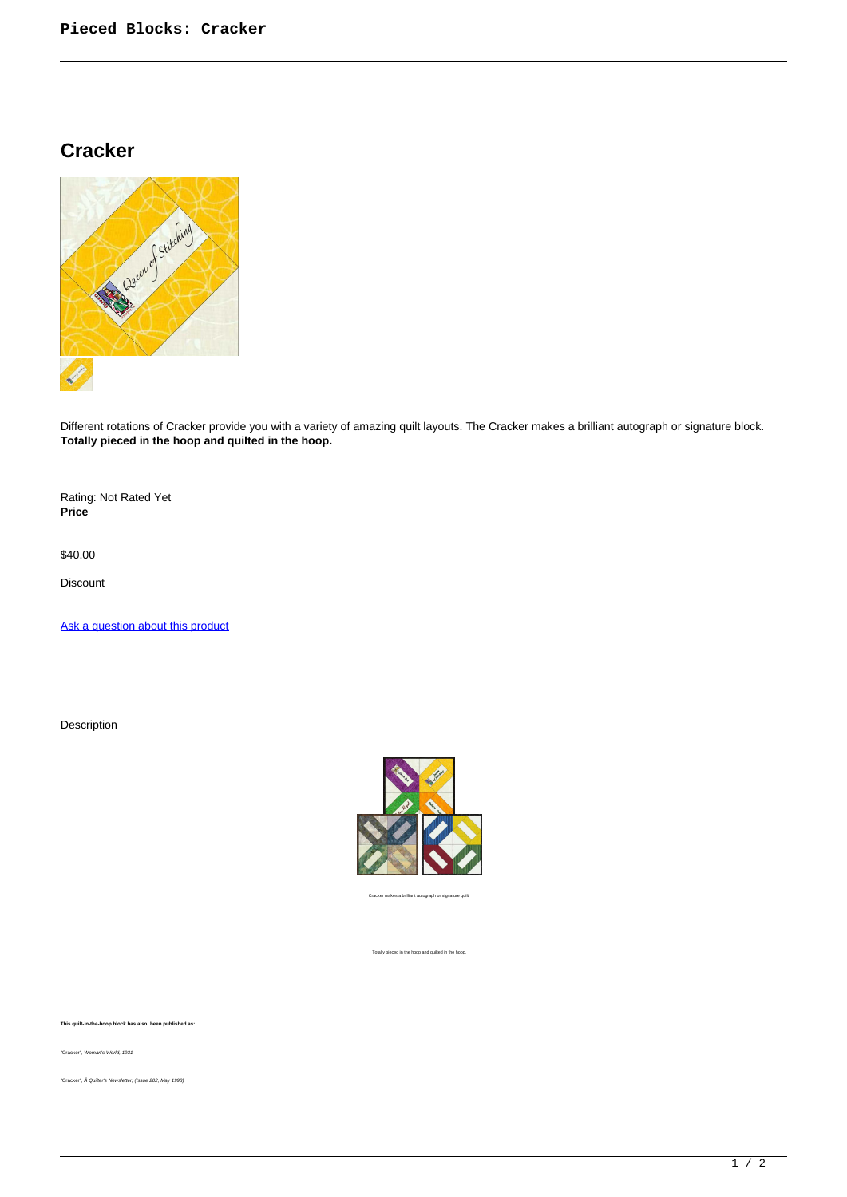# Cracker

Different rotations of Cracker provide you with a variety of amazing quilt layouts. The Cracker makes a brilliant autograph or signature block. **Totally pieced in the hoop and quilted in the hoop.**

Rating: Not Rated Yet
**Price**

$40.00

Discount

Ask a question about this product

Description

Cracker makes a brilliant autograph or signature quilt.

Totally pieced in the hoop and quilted in the hoop.

**This quilt-in-the-hoop block has also been published as:**

*"Cracker", Woman's World, 1931*

*"Cracker", Ã Quilter's Newsletter, (Issue 202, May 1998)*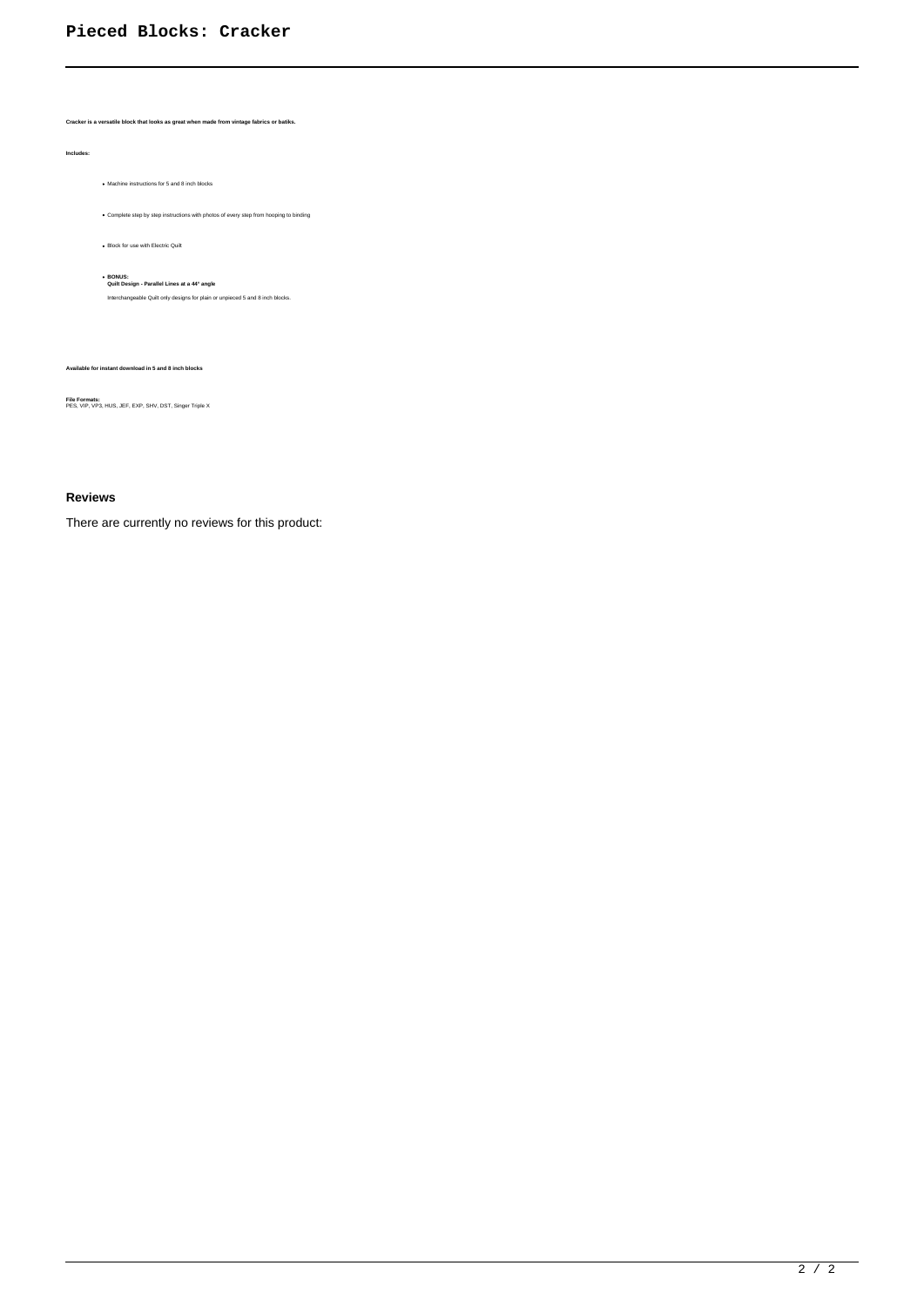# Pieced Blocks: Cracker

**Cracker is a versatile block that looks as great when made from vintage fabrics or batiks.**

**Includes:**

- Machine instructions for 5 and 8 inch blocks
- Complete step by step instructions with photos of every step from hooping to binding
- Block for use with Electric Quilt
- **BONUS:**
  **Quilt Design - Parallel Lines at a 44° angle**

  Interchangeable Quilt only designs for plain or unpieced 5 and 8 inch blocks.

**Available for instant download in 5 and 8 inch blocks**

**File Formats:**
PES, VIP, VP3, HUS, JEF, EXP, SHV, DST, Singer Triple X

## Reviews

There are currently no reviews for this product: